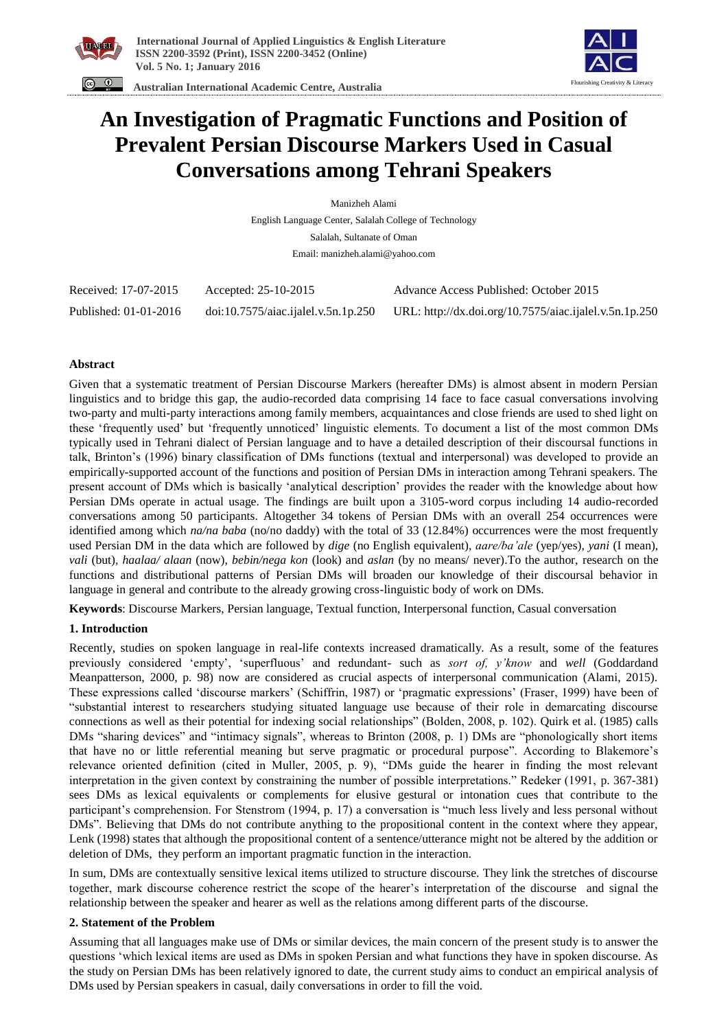# An Investigation of Pragmatic Functions and Position of Prevalent Persian Discourse Markers Used in Casual Conversations among Tehrani Speakers

Manizheh Alami

English Language Center, Salalah College of Technology

Salalah, Sultanate of Oman

Email: manizheh.alami@yahoo.com

| Received: 17-07-2015 | Accepted: 25-10-2015 | Advance Access Published: October 2015 |
|---|---|---|
| Published: 01-01-2016 | doi:10.7575/aiac.ijalel.v.5n.1p.250 | URL: http://dx.doi.org/10.7575/aiac.ijalel.v.5n.1p.250 |

## Abstract

Given that a systematic treatment of Persian Discourse Markers (hereafter DMs) is almost absent in modern Persian linguistics and to bridge this gap, the audio-recorded data comprising 14 face to face casual conversations involving two-party and multi-party interactions among family members, acquaintances and close friends are used to shed light on these 'frequently used' but 'frequently unnoticed' linguistic elements. To document a list of the most common DMs typically used in Tehrani dialect of Persian language and to have a detailed description of their discoursal functions in talk, Brinton's (1996) binary classification of DMs functions (textual and interpersonal) was developed to provide an empirically-supported account of the functions and position of Persian DMs in interaction among Tehrani speakers. The present account of DMs which is basically 'analytical description' provides the reader with the knowledge about how Persian DMs operate in actual usage. The findings are built upon a 3105-word corpus including 14 audio-recorded conversations among 50 participants. Altogether 34 tokens of Persian DMs with an overall 254 occurrences were identified among which *na/na baba* (no/no daddy) with the total of 33 (12.84%) occurrences were the most frequently used Persian DM in the data which are followed by *dige* (no English equivalent), *aare/ba'ale* (yep/yes), *yani* (I mean), *vali* (but), *haalaa/ alaan* (now), *bebin/nega kon* (look) and *aslan* (by no means/ never).To the author, research on the functions and distributional patterns of Persian DMs will broaden our knowledge of their discoursal behavior in language in general and contribute to the already growing cross-linguistic body of work on DMs.

**Keywords**: Discourse Markers, Persian language, Textual function, Interpersonal function, Casual conversation

## 1. Introduction

Recently, studies on spoken language in real-life contexts increased dramatically. As a result, some of the features previously considered 'empty', 'superfluous' and redundant- such as *sort of, y'know* and *well* (Goddardand Meanpatterson, 2000, p. 98) now are considered as crucial aspects of interpersonal communication (Alami, 2015). These expressions called 'discourse markers' (Schiffrin, 1987) or 'pragmatic expressions' (Fraser, 1999) have been of "substantial interest to researchers studying situated language use because of their role in demarcating discourse connections as well as their potential for indexing social relationships" (Bolden, 2008, p. 102). Quirk et al. (1985) calls DMs "sharing devices" and "intimacy signals", whereas to Brinton (2008, p. 1) DMs are "phonologically short items that have no or little referential meaning but serve pragmatic or procedural purpose". According to Blakemore's relevance oriented definition (cited in Muller, 2005, p. 9), "DMs guide the hearer in finding the most relevant interpretation in the given context by constraining the number of possible interpretations." Redeker (1991, p. 367-381) sees DMs as lexical equivalents or complements for elusive gestural or intonation cues that contribute to the participant's comprehension. For Stenstrom (1994, p. 17) a conversation is "much less lively and less personal without DMs". Believing that DMs do not contribute anything to the propositional content in the context where they appear, Lenk (1998) states that although the propositional content of a sentence/utterance might not be altered by the addition or deletion of DMs, they perform an important pragmatic function in the interaction.

In sum, DMs are contextually sensitive lexical items utilized to structure discourse. They link the stretches of discourse together, mark discourse coherence restrict the scope of the hearer's interpretation of the discourse and signal the relationship between the speaker and hearer as well as the relations among different parts of the discourse.

## 2. Statement of the Problem

Assuming that all languages make use of DMs or similar devices, the main concern of the present study is to answer the questions 'which lexical items are used as DMs in spoken Persian and what functions they have in spoken discourse. As the study on Persian DMs has been relatively ignored to date, the current study aims to conduct an empirical analysis of DMs used by Persian speakers in casual, daily conversations in order to fill the void.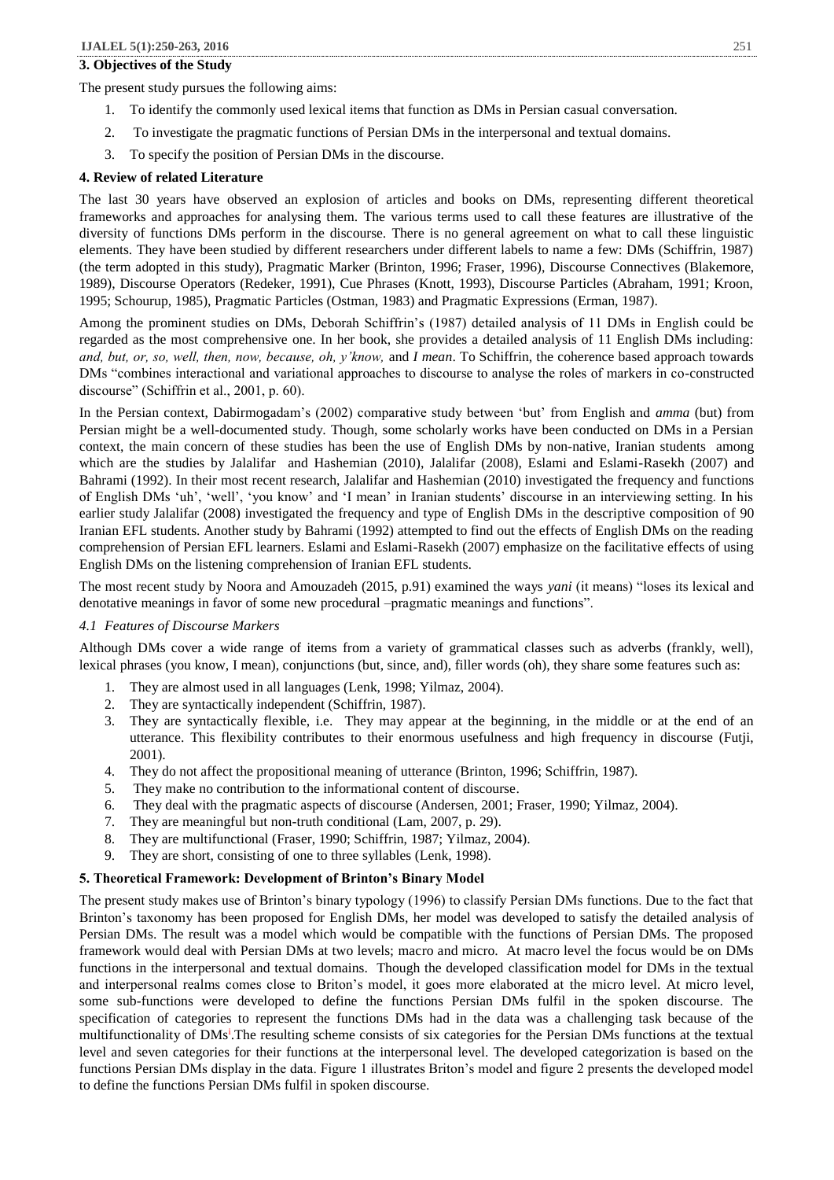## 3. Objectives of the Study

The present study pursues the following aims:

1. To identify the commonly used lexical items that function as DMs in Persian casual conversation.
2. To investigate the pragmatic functions of Persian DMs in the interpersonal and textual domains.
3. To specify the position of Persian DMs in the discourse.

## 4. Review of related Literature

The last 30 years have observed an explosion of articles and books on DMs, representing different theoretical frameworks and approaches for analysing them. The various terms used to call these features are illustrative of the diversity of functions DMs perform in the discourse. There is no general agreement on what to call these linguistic elements. They have been studied by different researchers under different labels to name a few: DMs (Schiffrin, 1987) (the term adopted in this study), Pragmatic Marker (Brinton, 1996; Fraser, 1996), Discourse Connectives (Blakemore, 1989), Discourse Operators (Redeker, 1991), Cue Phrases (Knott, 1993), Discourse Particles (Abraham, 1991; Kroon, 1995; Schourup, 1985), Pragmatic Particles (Ostman, 1983) and Pragmatic Expressions (Erman, 1987).

Among the prominent studies on DMs, Deborah Schiffrin's (1987) detailed analysis of 11 DMs in English could be regarded as the most comprehensive one. In her book, she provides a detailed analysis of 11 English DMs including: *and, but, or, so, well, then, now, because, oh, y'know,* and *I mean*. To Schiffrin, the coherence based approach towards DMs "combines interactional and variational approaches to discourse to analyse the roles of markers in co-constructed discourse" (Schiffrin et al., 2001, p. 60).

In the Persian context, Dabirmogadam's (2002) comparative study between 'but' from English and *amma* (but) from Persian might be a well-documented study. Though, some scholarly works have been conducted on DMs in a Persian context, the main concern of these studies has been the use of English DMs by non-native, Iranian students among which are the studies by Jalalifar and Hashemian (2010), Jalalifar (2008), Eslami and Eslami-Rasekh (2007) and Bahrami (1992). In their most recent research, Jalalifar and Hashemian (2010) investigated the frequency and functions of English DMs 'uh', 'well', 'you know' and 'I mean' in Iranian students' discourse in an interviewing setting. In his earlier study Jalalifar (2008) investigated the frequency and type of English DMs in the descriptive composition of 90 Iranian EFL students. Another study by Bahrami (1992) attempted to find out the effects of English DMs on the reading comprehension of Persian EFL learners. Eslami and Eslami-Rasekh (2007) emphasize on the facilitative effects of using English DMs on the listening comprehension of Iranian EFL students.

The most recent study by Noora and Amouzadeh (2015, p.91) examined the ways *yani* (it means) "loses its lexical and denotative meanings in favor of some new procedural –pragmatic meanings and functions".

### *4.1 Features of Discourse Markers*

Although DMs cover a wide range of items from a variety of grammatical classes such as adverbs (frankly, well), lexical phrases (you know, I mean), conjunctions (but, since, and), filler words (oh), they share some features such as:

1. They are almost used in all languages (Lenk, 1998; Yilmaz, 2004).
2. They are syntactically independent (Schiffrin, 1987).
3. They are syntactically flexible, i.e. They may appear at the beginning, in the middle or at the end of an utterance. This flexibility contributes to their enormous usefulness and high frequency in discourse (Futji, 2001).
4. They do not affect the propositional meaning of utterance (Brinton, 1996; Schiffrin, 1987).
5. They make no contribution to the informational content of discourse.
6. They deal with the pragmatic aspects of discourse (Andersen, 2001; Fraser, 1990; Yilmaz, 2004).
7. They are meaningful but non-truth conditional (Lam, 2007, p. 29).
8. They are multifunctional (Fraser, 1990; Schiffrin, 1987; Yilmaz, 2004).
9. They are short, consisting of one to three syllables (Lenk, 1998).

## 5. Theoretical Framework: Development of Brinton's Binary Model

The present study makes use of Brinton's binary typology (1996) to classify Persian DMs functions. Due to the fact that Brinton's taxonomy has been proposed for English DMs, her model was developed to satisfy the detailed analysis of Persian DMs. The result was a model which would be compatible with the functions of Persian DMs. The proposed framework would deal with Persian DMs at two levels; macro and micro. At macro level the focus would be on DMs functions in the interpersonal and textual domains. Though the developed classification model for DMs in the textual and interpersonal realms comes close to Briton's model, it goes more elaborated at the micro level. At micro level, some sub-functions were developed to define the functions Persian DMs fulfil in the spoken discourse. The specification of categories to represent the functions DMs had in the data was a challenging task because of the multifunctionality of DMs[i].The resulting scheme consists of six categories for the Persian DMs functions at the textual level and seven categories for their functions at the interpersonal level. The developed categorization is based on the functions Persian DMs display in the data. Figure 1 illustrates Briton's model and figure 2 presents the developed model to define the functions Persian DMs fulfil in spoken discourse.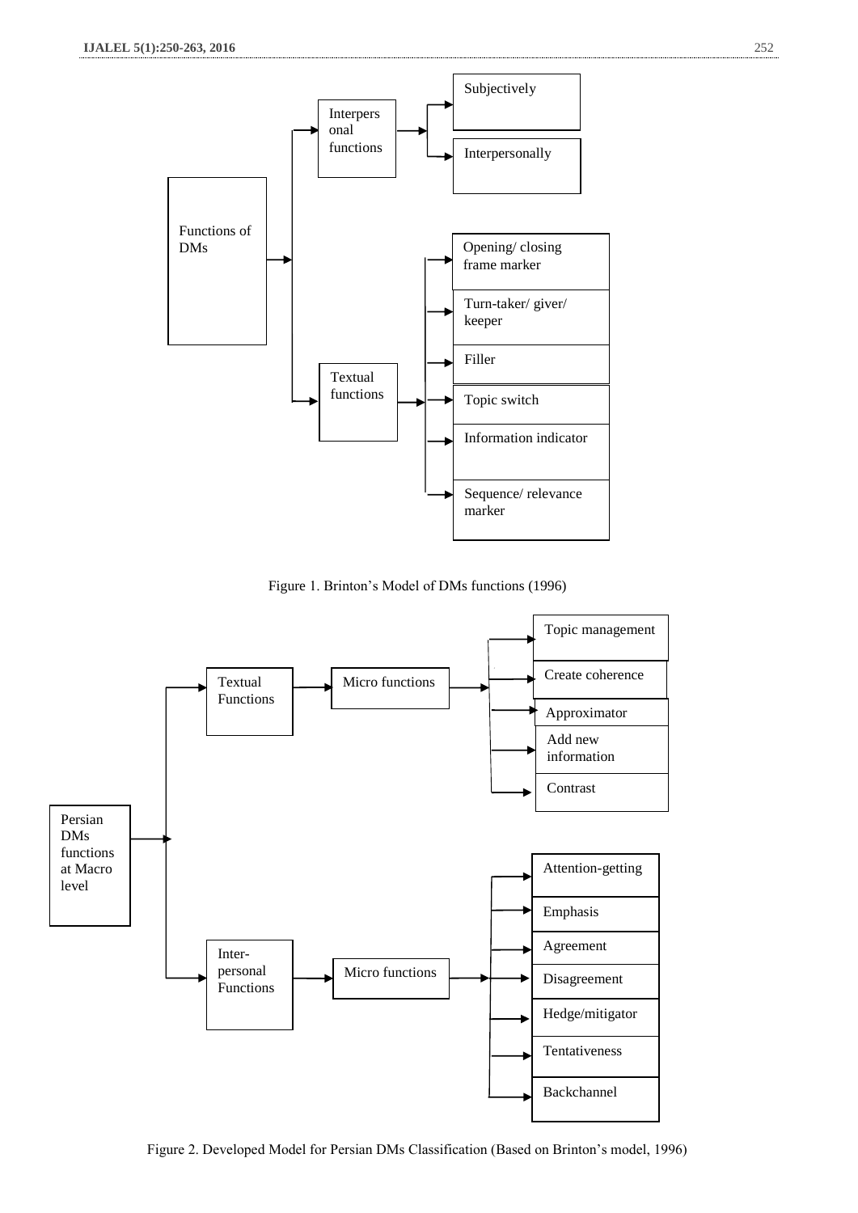- Functions of DMs
  - Interpersonal functions
    - Subjectively
    - Interpersonally
  - Textual functions
    - Opening/ closing frame marker
    - Turn-taker/ giver/ keeper
    - Filler
    - Topic switch
    - Information indicator
    - Sequence/ relevance marker

Figure 1. Brinton's Model of DMs functions (1996)

- Persian DMs functions at Macro level
  - Textual Functions
    - Micro functions
      - Topic management
      - Create coherence
      - Approximator
      - Add new information
      - Contrast
  - Inter-personal Functions
    - Micro functions
      - Attention-getting
      - Emphasis
      - Agreement
      - Disagreement
      - Hedge/mitigator
      - Tentativeness
      - Backchannel

Figure 2. Developed Model for Persian DMs Classification (Based on Brinton's model, 1996)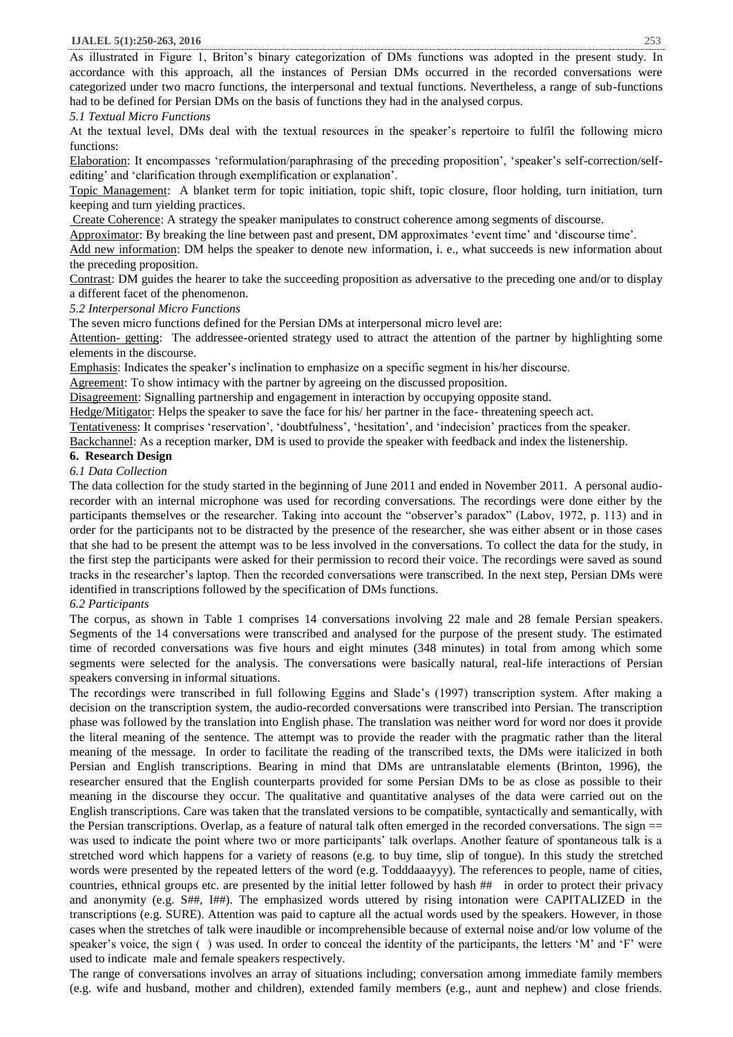As illustrated in Figure 1, Briton's binary categorization of DMs functions was adopted in the present study. In accordance with this approach, all the instances of Persian DMs occurred in the recorded conversations were categorized under two macro functions, the interpersonal and textual functions. Nevertheless, a range of sub-functions had to be defined for Persian DMs on the basis of functions they had in the analysed corpus.

### *5.1 Textual Micro Functions*

At the textual level, DMs deal with the textual resources in the speaker's repertoire to fulfil the following micro functions:

Elaboration: It encompasses 'reformulation/paraphrasing of the preceding proposition', 'speaker's self-correction/self-editing' and 'clarification through exemplification or explanation'.

Topic Management: A blanket term for topic initiation, topic shift, topic closure, floor holding, turn initiation, turn keeping and turn yielding practices.

Create Coherence: A strategy the speaker manipulates to construct coherence among segments of discourse.

Approximator: By breaking the line between past and present, DM approximates 'event time' and 'discourse time'.

Add new information: DM helps the speaker to denote new information, i. e., what succeeds is new information about the preceding proposition.

Contrast: DM guides the hearer to take the succeeding proposition as adversative to the preceding one and/or to display a different facet of the phenomenon.

### *5.2 Interpersonal Micro Functions*

The seven micro functions defined for the Persian DMs at interpersonal micro level are:

Attention- getting: The addressee-oriented strategy used to attract the attention of the partner by highlighting some elements in the discourse.

Emphasis: Indicates the speaker's inclination to emphasize on a specific segment in his/her discourse.

Agreement: To show intimacy with the partner by agreeing on the discussed proposition.

Disagreement: Signalling partnership and engagement in interaction by occupying opposite stand.

Hedge/Mitigator: Helps the speaker to save the face for his/ her partner in the face- threatening speech act.

Tentativeness: It comprises 'reservation', 'doubtfulness', 'hesitation', and 'indecision' practices from the speaker.

Backchannel: As a reception marker, DM is used to provide the speaker with feedback and index the listenership.

## **6. Research Design**

### *6.1 Data Collection*

The data collection for the study started in the beginning of June 2011 and ended in November 2011. A personal audio-recorder with an internal microphone was used for recording conversations. The recordings were done either by the participants themselves or the researcher. Taking into account the "observer's paradox" (Labov, 1972, p. 113) and in order for the participants not to be distracted by the presence of the researcher, she was either absent or in those cases that she had to be present the attempt was to be less involved in the conversations. To collect the data for the study, in the first step the participants were asked for their permission to record their voice. The recordings were saved as sound tracks in the researcher's laptop. Then the recorded conversations were transcribed. In the next step, Persian DMs were identified in transcriptions followed by the specification of DMs functions.

### *6.2 Participants*

The corpus, as shown in Table 1 comprises 14 conversations involving 22 male and 28 female Persian speakers. Segments of the 14 conversations were transcribed and analysed for the purpose of the present study. The estimated time of recorded conversations was five hours and eight minutes (348 minutes) in total from among which some segments were selected for the analysis. The conversations were basically natural, real-life interactions of Persian speakers conversing in informal situations.

The recordings were transcribed in full following Eggins and Slade's (1997) transcription system. After making a decision on the transcription system, the audio-recorded conversations were transcribed into Persian. The transcription phase was followed by the translation into English phase. The translation was neither word for word nor does it provide the literal meaning of the sentence. The attempt was to provide the reader with the pragmatic rather than the literal meaning of the message. In order to facilitate the reading of the transcribed texts, the DMs were italicized in both Persian and English transcriptions. Bearing in mind that DMs are untranslatable elements (Brinton, 1996), the researcher ensured that the English counterparts provided for some Persian DMs to be as close as possible to their meaning in the discourse they occur. The qualitative and quantitative analyses of the data were carried out on the English transcriptions. Care was taken that the translated versions to be compatible, syntactically and semantically, with the Persian transcriptions. Overlap, as a feature of natural talk often emerged in the recorded conversations. The sign == was used to indicate the point where two or more participants' talk overlaps. Another feature of spontaneous talk is a stretched word which happens for a variety of reasons (e.g. to buy time, slip of tongue). In this study the stretched words were presented by the repeated letters of the word (e.g. Todddaaayyy). The references to people, name of cities, countries, ethnical groups etc. are presented by the initial letter followed by hash ## in order to protect their privacy and anonymity (e.g. S##, I##). The emphasized words uttered by rising intonation were CAPITALIZED in the transcriptions (e.g. SURE). Attention was paid to capture all the actual words used by the speakers. However, in those cases when the stretches of talk were inaudible or incomprehensible because of external noise and/or low volume of the speaker's voice, the sign ( ) was used. In order to conceal the identity of the participants, the letters 'M' and 'F' were used to indicate male and female speakers respectively.

The range of conversations involves an array of situations including; conversation among immediate family members (e.g. wife and husband, mother and children), extended family members (e.g., aunt and nephew) and close friends.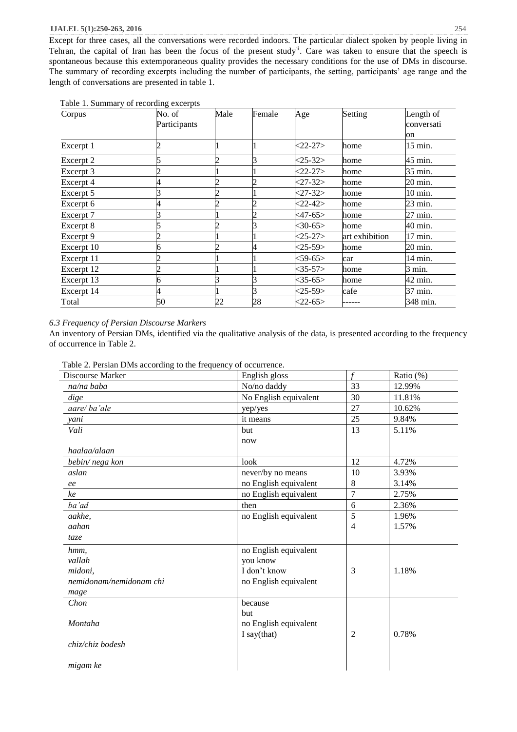Except for three cases, all the conversations were recorded indoors. The particular dialect spoken by people living in Tehran, the capital of Iran has been the focus of the present study[ii]. Care was taken to ensure that the speech is spontaneous because this extemporaneous quality provides the necessary conditions for the use of DMs in discourse. The summary of recording excerpts including the number of participants, the setting, participants' age range and the length of conversations are presented in table 1.

Table 1. Summary of recording excerpts

| Corpus | No. of Participants | Male | Female | Age | Setting | Length of conversation |
|---|---|---|---|---|---|---|
| Excerpt 1 | 2 | 1 | 1 | <22-27> | home | 15 min. |
| Excerpt 2 | 5 | 2 | 3 | <25-32> | home | 45 min. |
| Excerpt 3 | 2 | 1 | 1 | <22-27> | home | 35 min. |
| Excerpt 4 | 4 | 2 | 2 | <27-32> | home | 20 min. |
| Excerpt 5 | 3 | 2 | 1 | <27-32> | home | 10 min. |
| Excerpt 6 | 4 | 2 | 2 | <22-42> | home | 23 min. |
| Excerpt 7 | 3 | 1 | 2 | <47-65> | home | 27 min. |
| Excerpt 8 | 5 | 2 | 3 | <30-65> | home | 40 min. |
| Excerpt 9 | 2 | 1 | 1 | <25-27> | art exhibition | 17 min. |
| Excerpt 10 | 6 | 2 | 4 | <25-59> | home | 20 min. |
| Excerpt 11 | 2 | 1 | 1 | <59-65> | car | 14 min. |
| Excerpt 12 | 2 | 1 | 1 | <35-57> | home | 3 min. |
| Excerpt 13 | 6 | 3 | 3 | <35-65> | home | 42 min. |
| Excerpt 14 | 4 | 1 | 3 | <25-59> | cafe | 37 min. |
| Total | 50 | 22 | 28 | <22-65> | ------ | 348 min. |

### *6.3 Frequency of Persian Discourse Markers*

An inventory of Persian DMs, identified via the qualitative analysis of the data, is presented according to the frequency of occurrence in Table 2.

Table 2. Persian DMs according to the frequency of occurrence.

| Discourse Marker | English gloss | *f* | Ratio (%) |
|---|---|---|---|
| *na/na baba* | No/no daddy | 33 | 12.99% |
| *dige* | No English equivalent | 30 | 11.81% |
| *aare/ ba'ale* | yep/yes | 27 | 10.62% |
| *yani* | it means | 25 | 9.84% |
| *Vali* <br> *haalaa/alaan* | but <br> now | 13 | 5.11% |
| *bebin/ nega kon* | look | 12 | 4.72% |
| *aslan* | never/by no means | 10 | 3.93% |
| *ee* | no English equivalent | 8 | 3.14% |
| *ke* | no English equivalent | 7 | 2.75% |
| *ba'ad* | then | 6 | 2.36% |
| *aakhe,* <br> *aahan* <br> *taze* | no English equivalent | 5 <br> 4 | 1.96% <br> 1.57% |
| *hmm,* <br> *vallah* <br> *midoni,* <br> *nemidonam/nemidonam chi* <br> *mage* | no English equivalent <br> you know <br> I don't know <br> no English equivalent | 3 | 1.18% |
| *Chon* <br> *Montaha* <br> *chiz/chiz bodesh* <br> *migam ke* | because <br> but <br> no English equivalent <br> I say(that) | 2 | 0.78% |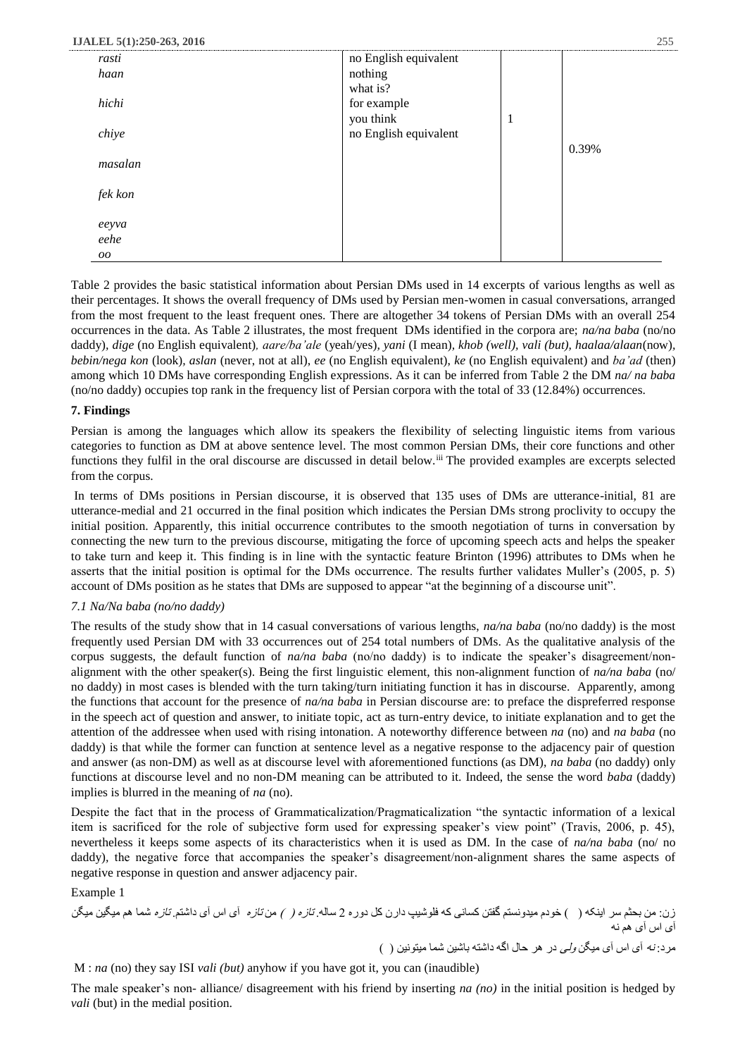| | | | |
|---|---|---|---|
| *rasti* | no English equivalent | | |
| *haan* | nothing | | |
| | what is? | | |
| *hichi* | for example | | |
| | you think | 1 | |
| *chiye* | no English equivalent | | |
| | | | 0.39% |
| *masalan* | | | |
| *fek kon* | | | |
| *eeyva* | | | |
| *eehe* | | | |
| *oo* | | | |

Table 2 provides the basic statistical information about Persian DMs used in 14 excerpts of various lengths as well as their percentages. It shows the overall frequency of DMs used by Persian men-women in casual conversations, arranged from the most frequent to the least frequent ones. There are altogether 34 tokens of Persian DMs with an overall 254 occurrences in the data. As Table 2 illustrates, the most frequent DMs identified in the corpora are; *na/na baba* (no/no daddy), *dige* (no English equivalent)*, aare/ba'ale* (yeah/yes)*, yani* (I mean)*, khob (well), vali (but), haalaa/alaan*(now)*, bebin/nega kon* (look)*, aslan* (never, not at all)*, ee* (no English equivalent), *ke* (no English equivalent) and *ba'ad* (then) among which 10 DMs have corresponding English expressions. As it can be inferred from Table 2 the DM *na/ na baba* (no/no daddy) occupies top rank in the frequency list of Persian corpora with the total of 33 (12.84%) occurrences.

## 7. Findings

Persian is among the languages which allow its speakers the flexibility of selecting linguistic items from various categories to function as DM at above sentence level. The most common Persian DMs, their core functions and other functions they fulfil in the oral discourse are discussed in detail below.[iii] The provided examples are excerpts selected from the corpus.

In terms of DMs positions in Persian discourse, it is observed that 135 uses of DMs are utterance-initial, 81 are utterance-medial and 21 occurred in the final position which indicates the Persian DMs strong proclivity to occupy the initial position. Apparently, this initial occurrence contributes to the smooth negotiation of turns in conversation by connecting the new turn to the previous discourse, mitigating the force of upcoming speech acts and helps the speaker to take turn and keep it. This finding is in line with the syntactic feature Brinton (1996) attributes to DMs when he asserts that the initial position is optimal for the DMs occurrence. The results further validates Muller's (2005, p. 5) account of DMs position as he states that DMs are supposed to appear "at the beginning of a discourse unit".

### *7.1 Na/Na baba (no/no daddy)*

The results of the study show that in 14 casual conversations of various lengths, *na/na baba* (no/no daddy) is the most frequently used Persian DM with 33 occurrences out of 254 total numbers of DMs. As the qualitative analysis of the corpus suggests, the default function of *na/na baba* (no/no daddy) is to indicate the speaker's disagreement/non-alignment with the other speaker(s). Being the first linguistic element, this non-alignment function of *na/na baba* (no/ no daddy) in most cases is blended with the turn taking/turn initiating function it has in discourse. Apparently, among the functions that account for the presence of *na/na baba* in Persian discourse are: to preface the dispreferred response in the speech act of question and answer, to initiate topic, act as turn-entry device, to initiate explanation and to get the attention of the addressee when used with rising intonation. A noteworthy difference between *na* (no) and *na baba* (no daddy) is that while the former can function at sentence level as a negative response to the adjacency pair of question and answer (as non-DM) as well as at discourse level with aforementioned functions (as DM), *na baba* (no daddy) only functions at discourse level and no non-DM meaning can be attributed to it. Indeed, the sense the word *baba* (daddy) implies is blurred in the meaning of *na* (no).

Despite the fact that in the process of Grammaticalization/Pragmaticalization "the syntactic information of a lexical item is sacrificed for the role of subjective form used for expressing speaker's view point" (Travis, 2006, p. 45), nevertheless it keeps some aspects of its characteristics when it is used as DM. In the case of *na/na baba* (no/ no daddy), the negative force that accompanies the speaker's disagreement/non-alignment shares the same aspects of negative response in question and answer adjacency pair.

Example 1

زن: من بحثم سر اینکه ( ) خودم میدونستم گفتن کسانی که فلوشیپ دارن کل دوره 2 ساله. *تازه* ( ) من *تازه* آی اس آی داشتم. *تازه* شما هم میگین میگن آی اس آی هم نه

مرد: *نه* آی اس آی میگن *ولی* در هر حال اگه داشته باشین شما میتونین ( )

M : *na* (no) they say ISI *vali (but)* anyhow if you have got it, you can (inaudible)

The male speaker's non- alliance/ disagreement with his friend by inserting *na (no)* in the initial position is hedged by *vali* (but) in the medial position.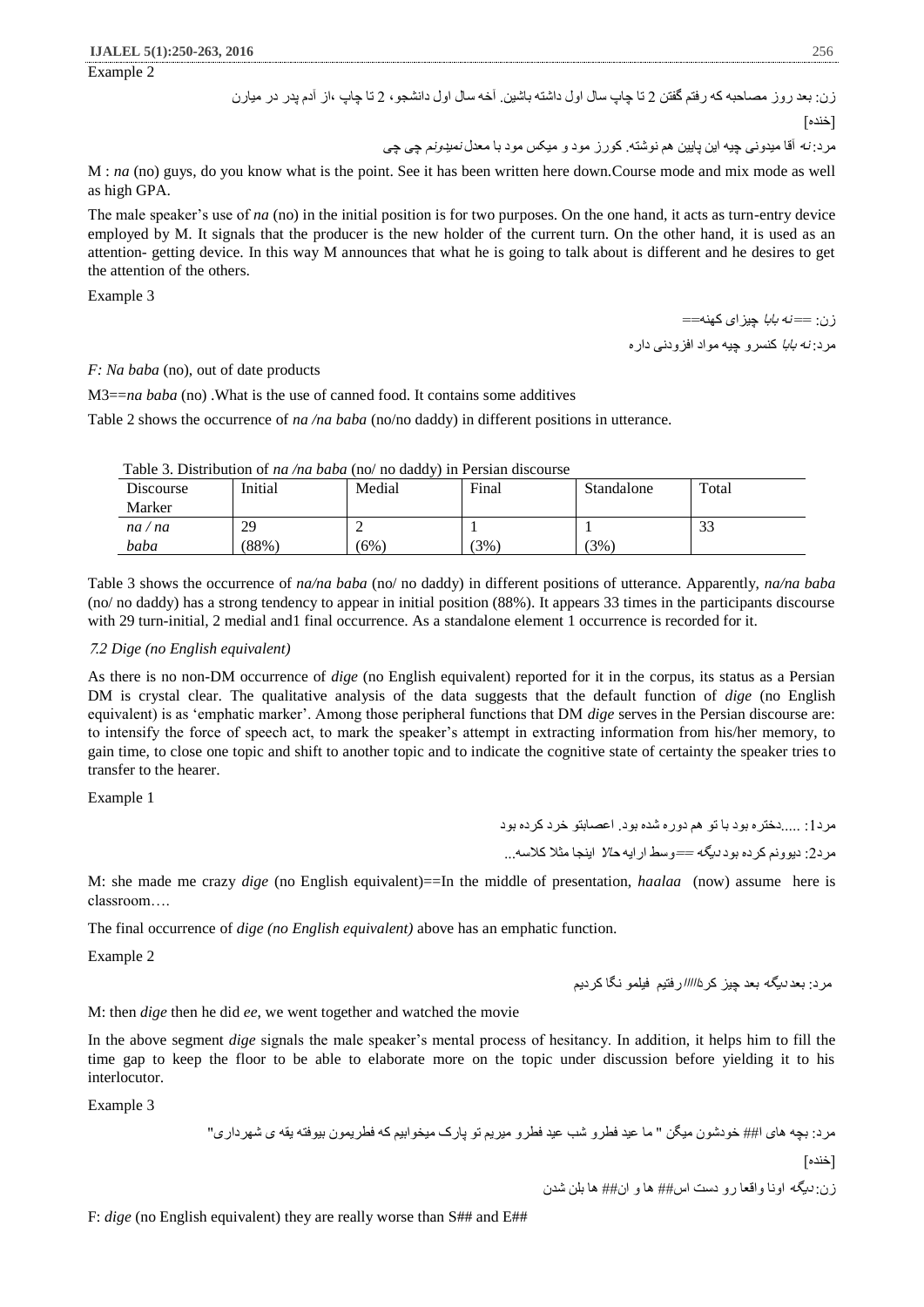Example 2

زن: بعد روز مصاحبه که رفتم گفتن 2 تا چاپ سال اول داشته باشین. آخه سال اول دانشجو، 2 تا چاپ ،از آدم پدر در میارن

[خنده]

مرد: *نه* آقا میدونی چیه این پایین هم نوشته. کورز مود و میکس مود با معدل *نمیدونم* چی چی

M : *na* (no) guys, do you know what is the point. See it has been written here down.Course mode and mix mode as well as high GPA.

The male speaker's use of *na* (no) in the initial position is for two purposes. On the one hand, it acts as turn-entry device employed by M. It signals that the producer is the new holder of the current turn. On the other hand, it is used as an attention- getting device. In this way M announces that what he is going to talk about is different and he desires to get the attention of the others.

Example 3

زن: ==*نه بابا* چیزای کهنه==

مرد: *نه بابا* کنسرو چیه مواد افزودنی داره

*F: Na baba* (no), out of date products

M3==*na baba* (no) .What is the use of canned food. It contains some additives

Table 2 shows the occurrence of *na /na baba* (no/no daddy) in different positions in utterance.

Table 3. Distribution of *na /na baba* (no/ no daddy) in Persian discourse

| Discourse Marker | Initial | Medial | Final | Standalone | Total |
|---|---|---|---|---|---|
| *na / na baba* | 29 (88%) | 2 (6%) | 1 (3%) | 1 (3%) | 33 |

Table 3 shows the occurrence of *na/na baba* (no/ no daddy) in different positions of utterance. Apparently, *na/na baba* (no/ no daddy) has a strong tendency to appear in initial position (88%). It appears 33 times in the participants discourse with 29 turn-initial, 2 medial and1 final occurrence. As a standalone element 1 occurrence is recorded for it.

### *7.2 Dige (no English equivalent)*

As there is no non-DM occurrence of *dige* (no English equivalent) reported for it in the corpus, its status as a Persian DM is crystal clear. The qualitative analysis of the data suggests that the default function of *dige* (no English equivalent) is as 'emphatic marker'. Among those peripheral functions that DM *dige* serves in the Persian discourse are: to intensify the force of speech act, to mark the speaker's attempt in extracting information from his/her memory, to gain time, to close one topic and shift to another topic and to indicate the cognitive state of certainty the speaker tries to transfer to the hearer.

Example 1

مرد1: .....دختره بود با تو هم دوره شده بود. اعصابتو خرد کرده بود

مرد2: دیوونم کرده بود دیگه ==وسط ارایه *حالا* اینجا مثلا کلاسه...

M: she made me crazy *dige* (no English equivalent)==In the middle of presentation, *haalaa* (now) assume here is classroom….

The final occurrence of *dige (no English equivalent)* above has an emphatic function.

Example 2

مرد: بعد دیگه بعد چیز کرد/////رفتیم فیلمو نگا کردیم

M: then *dige* then he did *ee*, we went together and watched the movie

In the above segment *dige* signals the male speaker's mental process of hesitancy. In addition, it helps him to fill the time gap to keep the floor to be able to elaborate more on the topic under discussion before yielding it to his interlocutor.

Example 3

مرد: بچه های ا## خودشون میگن " ما عید فطرو شب عید فطرو میریم تو پارک میخوابیم که فطریمون بیوفته یقه ی شهرداری"

[خنده]

زن: دیگه اونا واقعا رو دست اس## ها و ان## ها بلن شدن

F: *dige* (no English equivalent) they are really worse than S## and E##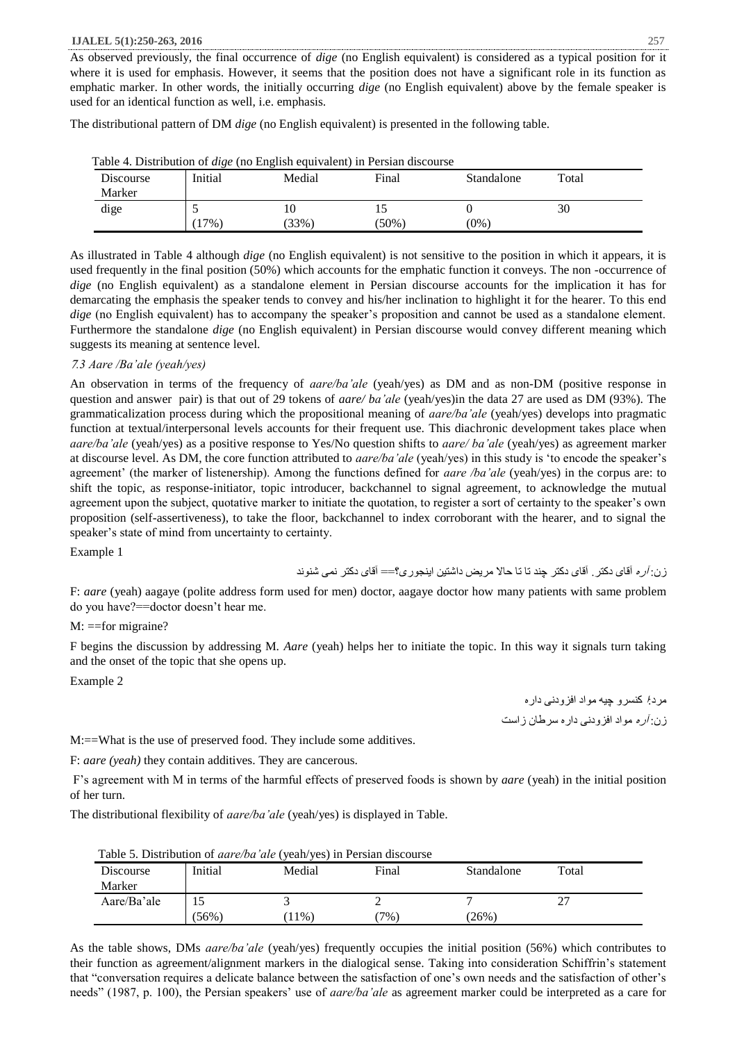As observed previously, the final occurrence of *dige* (no English equivalent) is considered as a typical position for it where it is used for emphasis. However, it seems that the position does not have a significant role in its function as emphatic marker. In other words, the initially occurring *dige* (no English equivalent) above by the female speaker is used for an identical function as well, i.e. emphasis.

The distributional pattern of DM *dige* (no English equivalent) is presented in the following table.

Table 4. Distribution of *dige* (no English equivalent) in Persian discourse

| Discourse Marker | Initial | Medial | Final | Standalone | Total |
|---|---|---|---|---|---|
| dige | 5 (17%) | 10 (33%) | 15 (50%) | 0 (0%) | 30 |

As illustrated in Table 4 although *dige* (no English equivalent) is not sensitive to the position in which it appears, it is used frequently in the final position (50%) which accounts for the emphatic function it conveys. The non -occurrence of *dige* (no English equivalent) as a standalone element in Persian discourse accounts for the implication it has for demarcating the emphasis the speaker tends to convey and his/her inclination to highlight it for the hearer. To this end *dige* (no English equivalent) has to accompany the speaker's proposition and cannot be used as a standalone element. Furthermore the standalone *dige* (no English equivalent) in Persian discourse would convey different meaning which suggests its meaning at sentence level.

### *7.3 Aare /Ba'ale (yeah/yes)*

An observation in terms of the frequency of *aare/ba'ale* (yeah/yes) as DM and as non-DM (positive response in question and answer pair) is that out of 29 tokens of *aare/ ba'ale* (yeah/yes)in the data 27 are used as DM (93%). The grammaticalization process during which the propositional meaning of *aare/ba'ale* (yeah/yes) develops into pragmatic function at textual/interpersonal levels accounts for their frequent use. This diachronic development takes place when *aare/ba'ale* (yeah/yes) as a positive response to Yes/No question shifts to *aare/ ba'ale* (yeah/yes) as agreement marker at discourse level. As DM, the core function attributed to *aare/ba'ale* (yeah/yes) in this study is 'to encode the speaker's agreement' (the marker of listenership). Among the functions defined for *aare /ba'ale* (yeah/yes) in the corpus are: to shift the topic, as response-initiator, topic introducer, backchannel to signal agreement, to acknowledge the mutual agreement upon the subject, quotative marker to initiate the quotation, to register a sort of certainty to the speaker's own proposition (self-assertiveness), to take the floor, backchannel to index corroborant with the hearer, and to signal the speaker's state of mind from uncertainty to certainty.

Example 1

زن: *آره* آقای دکتر. آقای دکتر چند تا تا حالا مریض داشتین اینجوری؟== آقای دکتر نمی شنوند

F: *aare* (yeah) aagaye (polite address form used for men) doctor, aagaye doctor how many patients with same problem do you have?==doctor doesn't hear me.

M: ==for migraine?

F begins the discussion by addressing M. *Aare* (yeah) helps her to initiate the topic. In this way it signals turn taking and the onset of the topic that she opens up.

Example 2

مرد: کنسرو چیه مواد افزودنی داره

زن: *آره* مواد افزودنی داره سرطان زاست

M:==What is the use of preserved food. They include some additives.

F: *aare (yeah)* they contain additives. They are cancerous.

F's agreement with M in terms of the harmful effects of preserved foods is shown by *aare* (yeah) in the initial position of her turn.

The distributional flexibility of *aare/ba'ale* (yeah/yes) is displayed in Table.

Table 5. Distribution of *aare/ba'ale* (yeah/yes) in Persian discourse

| Discourse Marker | Initial | Medial | Final | Standalone | Total |
|---|---|---|---|---|---|
| Aare/Ba'ale | 15 (56%) | 3 (11%) | 2 (7%) | 7 (26%) | 27 |

As the table shows, DMs *aare/ba'ale* (yeah/yes) frequently occupies the initial position (56%) which contributes to their function as agreement/alignment markers in the dialogical sense. Taking into consideration Schiffrin's statement that "conversation requires a delicate balance between the satisfaction of one's own needs and the satisfaction of other's needs" (1987, p. 100), the Persian speakers' use of *aare/ba'ale* as agreement marker could be interpreted as a care for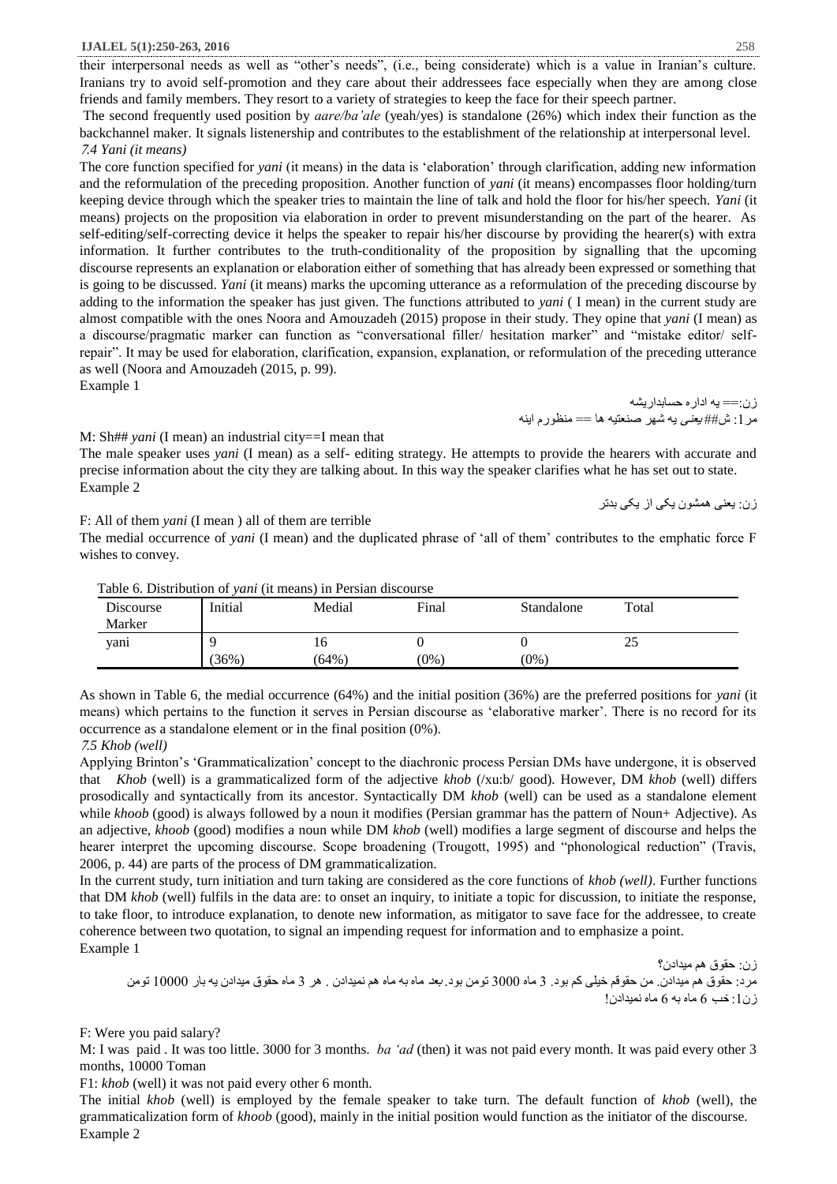their interpersonal needs as well as "other's needs", (i.e., being considerate) which is a value in Iranian's culture. Iranians try to avoid self-promotion and they care about their addressees face especially when they are among close friends and family members. They resort to a variety of strategies to keep the face for their speech partner.

The second frequently used position by *aare/ba'ale* (yeah/yes) is standalone (26%) which index their function as the backchannel maker. It signals listenership and contributes to the establishment of the relationship at interpersonal level.

### *7.4 Yani (it means)*

The core function specified for *yani* (it means) in the data is 'elaboration' through clarification, adding new information and the reformulation of the preceding proposition. Another function of *yani* (it means) encompasses floor holding/turn keeping device through which the speaker tries to maintain the line of talk and hold the floor for his/her speech. *Yani* (it means) projects on the proposition via elaboration in order to prevent misunderstanding on the part of the hearer. As self-editing/self-correcting device it helps the speaker to repair his/her discourse by providing the hearer(s) with extra information. It further contributes to the truth-conditionality of the proposition by signalling that the upcoming discourse represents an explanation or elaboration either of something that has already been expressed or something that is going to be discussed. *Yani* (it means) marks the upcoming utterance as a reformulation of the preceding discourse by adding to the information the speaker has just given. The functions attributed to *yani* ( I mean) in the current study are almost compatible with the ones Noora and Amouzadeh (2015) propose in their study. They opine that *yani* (I mean) as a discourse/pragmatic marker can function as "conversational filler/ hesitation marker" and "mistake editor/ self-repair". It may be used for elaboration, clarification, expansion, explanation, or reformulation of the preceding utterance as well (Noora and Amouzadeh (2015, p. 99).

Example 1

زن:== یه اداره حسابداریشه
مرد1: ش##یعنی یه شهر صنعتیه ها == منظورم اینه

M: Sh## *yani* (I mean) an industrial city==I mean that

The male speaker uses *yani* (I mean) as a self- editing strategy. He attempts to provide the hearers with accurate and precise information about the city they are talking about. In this way the speaker clarifies what he has set out to state.

Example 2

زن: یعنی همشون یکی از یکی بدتر

F: All of them *yani* (I mean ) all of them are terrible

The medial occurrence of *yani* (I mean) and the duplicated phrase of 'all of them' contributes to the emphatic force F wishes to convey.

Table 6. Distribution of *yani* (it means) in Persian discourse

| Discourse Marker | Initial | Medial | Final | Standalone | Total |
|---|---|---|---|---|---|
| yani | 9 (36%) | 16 (64%) | 0 (0%) | 0 (0%) | 25 |

As shown in Table 6, the medial occurrence (64%) and the initial position (36%) are the preferred positions for *yani* (it means) which pertains to the function it serves in Persian discourse as 'elaborative marker'. There is no record for its occurrence as a standalone element or in the final position (0%).

### *7.5 Khob (well)*

Applying Brinton's 'Grammaticalization' concept to the diachronic process Persian DMs have undergone, it is observed that *Khob* (well) is a grammaticalized form of the adjective *khob* (/xu:b/ good). However, DM *khob* (well) differs prosodically and syntactically from its ancestor. Syntactically DM *khob* (well) can be used as a standalone element while *khoob* (good) is always followed by a noun it modifies (Persian grammar has the pattern of Noun+ Adjective). As an adjective, *khoob* (good) modifies a noun while DM *khob* (well) modifies a large segment of discourse and helps the hearer interpret the upcoming discourse. Scope broadening (Trougott, 1995) and "phonological reduction" (Travis, 2006, p. 44) are parts of the process of DM grammaticalization.

In the current study, turn initiation and turn taking are considered as the core functions of *khob (well)*. Further functions that DM *khob* (well) fulfils in the data are: to onset an inquiry, to initiate a topic for discussion, to initiate the response, to take floor, to introduce explanation, to denote new information, as mitigator to save face for the addressee, to create coherence between two quotation, to signal an impending request for information and to emphasize a point.

Example 1

زن: حقوق هم میدادن؟
مرد: حقوق هم میدادن. من حقوقم خیلی کم بود. 3 ماه 3000 تومن بود. بعد ماه به ماه هم نمیدادن . هر 3 ماه حقوق میدادن یه بار 10000 تومن
زن1: خب 6 ماه به 6 ماه نمیدادن!

F: Were you paid salary?

M: I was paid . It was too little. 3000 for 3 months. *ba 'ad* (then) it was not paid every month. It was paid every other 3 months, 10000 Toman

F1: *khob* (well) it was not paid every other 6 month.

The initial *khob* (well) is employed by the female speaker to take turn. The default function of *khob* (well), the grammaticalization form of *khoob* (good), mainly in the initial position would function as the initiator of the discourse.

Example 2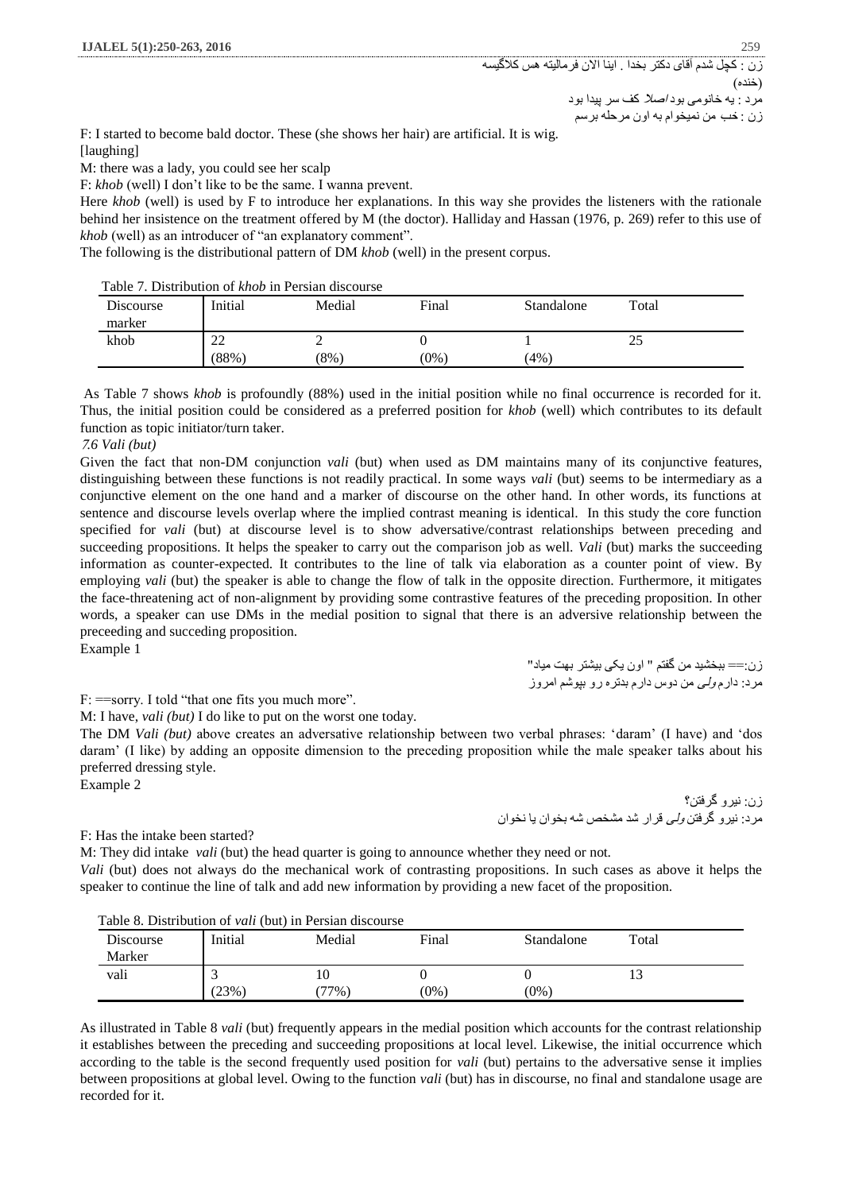زن : کچل شدم آقای دکتر بخدا . اینا الان فرمالیته هس کلاگیسه
(خنده)
مرد : یه خانومی بود *اصلا* کف سر پیدا بود
زن : خب من نمیخوام به اون مرحله برسم

F: I started to become bald doctor. These (she shows her hair) are artificial. It is wig.
[laughing]
M: there was a lady, you could see her scalp
F: *khob* (well) I don't like to be the same. I wanna prevent.

Here *khob* (well) is used by F to introduce her explanations. In this way she provides the listeners with the rationale behind her insistence on the treatment offered by M (the doctor). Halliday and Hassan (1976, p. 269) refer to this use of *khob* (well) as an introducer of "an explanatory comment".

The following is the distributional pattern of DM *khob* (well) in the present corpus.

Table 7. Distribution of *khob* in Persian discourse

| Discourse marker | Initial | Medial | Final | Standalone | Total |
|---|---|---|---|---|---|
| khob | 22 (88%) | 2 (8%) | 0 (0%) | 1 (4%) | 25 |

As Table 7 shows *khob* is profoundly (88%) used in the initial position while no final occurrence is recorded for it. Thus, the initial position could be considered as a preferred position for *khob* (well) which contributes to its default function as topic initiator/turn taker.

*7.6 Vali (but)*

Given the fact that non-DM conjunction *vali* (but) when used as DM maintains many of its conjunctive features, distinguishing between these functions is not readily practical. In some ways *vali* (but) seems to be intermediary as a conjunctive element on the one hand and a marker of discourse on the other hand. In other words, its functions at sentence and discourse levels overlap where the implied contrast meaning is identical. In this study the core function specified for *vali* (but) at discourse level is to show adversative/contrast relationships between preceding and succeeding propositions. It helps the speaker to carry out the comparison job as well. *Vali* (but) marks the succeeding information as counter-expected. It contributes to the line of talk via elaboration as a counter point of view. By employing *vali* (but) the speaker is able to change the flow of talk in the opposite direction. Furthermore, it mitigates the face-threatening act of non-alignment by providing some contrastive features of the preceding proposition. In other words, a speaker can use DMs in the medial position to signal that there is an adversive relationship between the preceeding and succeding proposition.

Example 1

زن:== ببخشید من گفتم " اون یکی بیشتر بهتمیاد"
مرد: دارم *ولی* من دوس دارم بدتره رو بپوشم امروز

F: ==sorry. I told "that one fits you much more".
M: I have, *vali (but)* I do like to put on the worst one today.

The DM *Vali (but)* above creates an adversative relationship between two verbal phrases: 'daram' (I have) and 'dos daram' (I like) by adding an opposite dimension to the preceding proposition while the male speaker talks about his preferred dressing style.

Example 2

زن: نیرو گرفتن؟
مرد: نیرو گرفتن *ولی* قرار شد مشخص شه بخوان یا نخوان

F: Has the intake been started?
M: They did intake *vali* (but) the head quarter is going to announce whether they need or not.

*Vali* (but) does not always do the mechanical work of contrasting propositions. In such cases as above it helps the speaker to continue the line of talk and add new information by providing a new facet of the proposition.

Table 8. Distribution of *vali* (but) in Persian discourse

| Discourse Marker | Initial | Medial | Final | Standalone | Total |
|---|---|---|---|---|---|
| vali | 3 (23%) | 10 (77%) | 0 (0%) | 0 (0%) | 13 |

As illustrated in Table 8 *vali* (but) frequently appears in the medial position which accounts for the contrast relationship it establishes between the preceding and succeeding propositions at local level. Likewise, the initial occurrence which according to the table is the second frequently used position for *vali* (but) pertains to the adversative sense it implies between propositions at global level. Owing to the function *vali* (but) has in discourse, no final and standalone usage are recorded for it.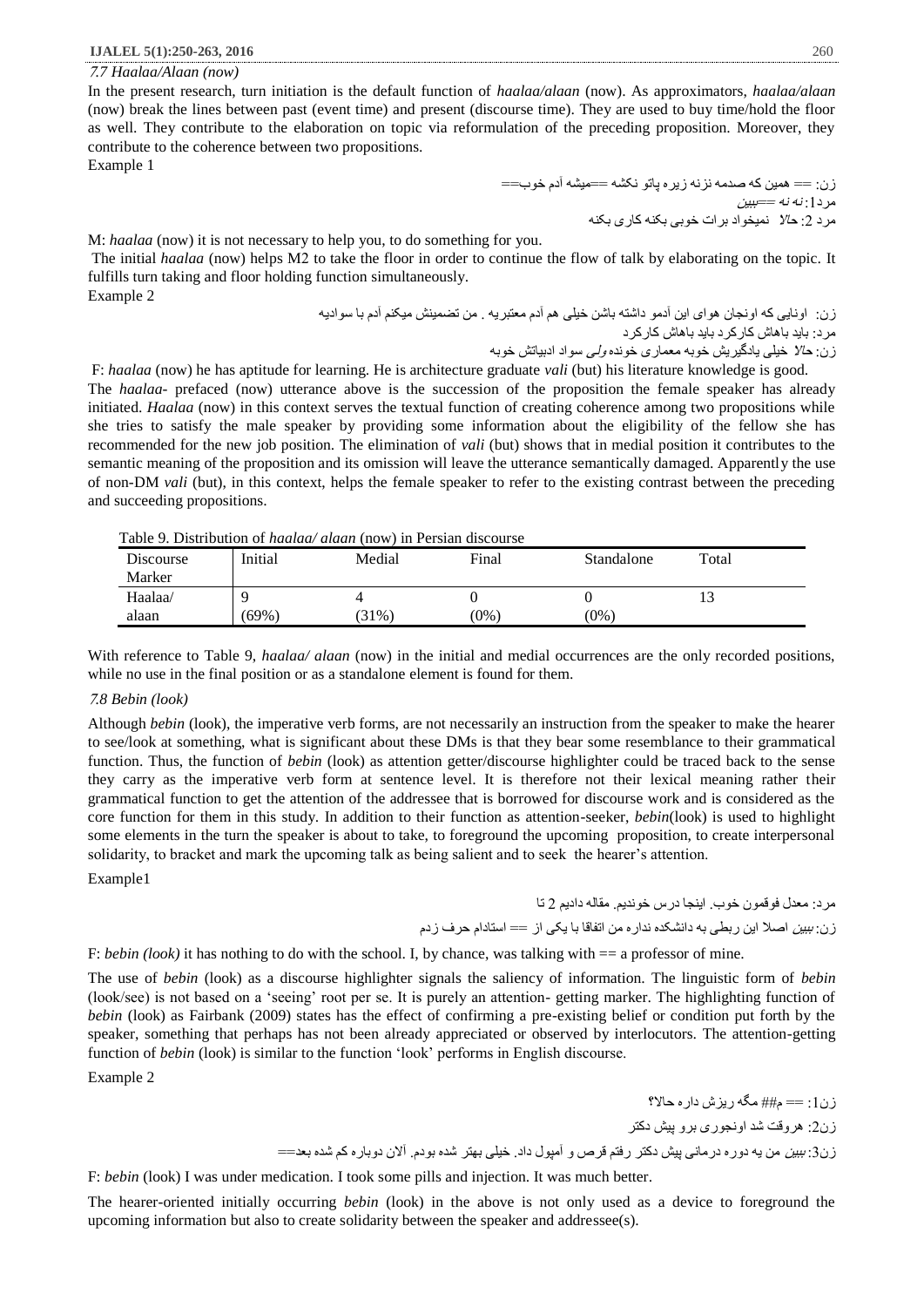*7.7 Haalaa/Alaan (now)*

In the present research, turn initiation is the default function of *haalaa/alaan* (now). As approximators, *haalaa/alaan* (now) break the lines between past (event time) and present (discourse time). They are used to buy time/hold the floor as well. They contribute to the elaboration on topic via reformulation of the preceding proposition. Moreover, they contribute to the coherence between two propositions.

Example 1

زن: == همین که صدمه نزنه زیره پاتو نکشه ==میشه آدم خوب==
مرد1: *نه نه ==ببین*
مرد 2: *حالا* نمیخواد برات خوبی بکنه کاری بکنه

M: *haalaa* (now) it is not necessary to help you, to do something for you.

The initial *haalaa* (now) helps M2 to take the floor in order to continue the flow of talk by elaborating on the topic. It fulfills turn taking and floor holding function simultaneously.

Example 2

زن: اونایی که اونجان هوای این آدمو داشته باشن خیلی هم آدم معتبریه . من تضمینش میکنم آدم با سوادیه
مرد: باید باهاش کارکرد باید باهاش کارکرد
زن: *حالا* خیلی یادگیریش خوبه معماری خونده *ولی* سواد ادبیاتش خوبه

F: *haalaa* (now) he has aptitude for learning. He is architecture graduate *vali* (but) his literature knowledge is good.

The *haalaa*- prefaced (now) utterance above is the succession of the proposition the female speaker has already initiated. *Haalaa* (now) in this context serves the textual function of creating coherence among two propositions while she tries to satisfy the male speaker by providing some information about the eligibility of the fellow she has recommended for the new job position. The elimination of *vali* (but) shows that in medial position it contributes to the semantic meaning of the proposition and its omission will leave the utterance semantically damaged. Apparently the use of non-DM *vali* (but), in this context, helps the female speaker to refer to the existing contrast between the preceding and succeeding propositions.

Table 9. Distribution of *haalaa/ alaan* (now) in Persian discourse

| Discourse Marker | Initial | Medial | Final | Standalone | Total |
|---|---|---|---|---|---|
| Haalaa/ alaan | 9 (69%) | 4 (31%) | 0 (0%) | 0 (0%) | 13 |

With reference to Table 9, *haalaa/ alaan* (now) in the initial and medial occurrences are the only recorded positions, while no use in the final position or as a standalone element is found for them.

*7.8 Bebin (look)*

Although *bebin* (look), the imperative verb forms, are not necessarily an instruction from the speaker to make the hearer to see/look at something, what is significant about these DMs is that they bear some resemblance to their grammatical function. Thus, the function of *bebin* (look) as attention getter/discourse highlighter could be traced back to the sense they carry as the imperative verb form at sentence level. It is therefore not their lexical meaning rather their grammatical function to get the attention of the addressee that is borrowed for discourse work and is considered as the core function for them in this study. In addition to their function as attention-seeker, *bebin*(look) is used to highlight some elements in the turn the speaker is about to take, to foreground the upcoming proposition, to create interpersonal solidarity, to bracket and mark the upcoming talk as being salient and to seek the hearer's attention.

Example1

مرد: معدل فوقمون خوب. اینجا درس خوندیم. مقاله دادیم 2 تا
زن: *ببین* اصلا این ربطی به دانشکده نداره من اتفاقا با یکی از == استادام حرف زدم

F: *bebin (look)* it has nothing to do with the school. I, by chance, was talking with == a professor of mine.

The use of *bebin* (look) as a discourse highlighter signals the saliency of information. The linguistic form of *bebin* (look/see) is not based on a 'seeing' root per se. It is purely an attention- getting marker. The highlighting function of *bebin* (look) as Fairbank (2009) states has the effect of confirming a pre-existing belief or condition put forth by the speaker, something that perhaps has not been already appreciated or observed by interlocutors. The attention-getting function of *bebin* (look) is similar to the function 'look' performs in English discourse.

Example 2

زن1: == م## مگه ریزش داره حالا؟
زن2: هروقت شد اونجوری برو پیش دکتر
زن3: *ببین* من یه دوره درمانی پیش دکتر رفتم قرص و آمپول داد. خیلی بهتر شده بودم. آلان دوباره کم شده بعد==

F: *bebin* (look) I was under medication. I took some pills and injection. It was much better.

The hearer-oriented initially occurring *bebin* (look) in the above is not only used as a device to foreground the upcoming information but also to create solidarity between the speaker and addressee(s).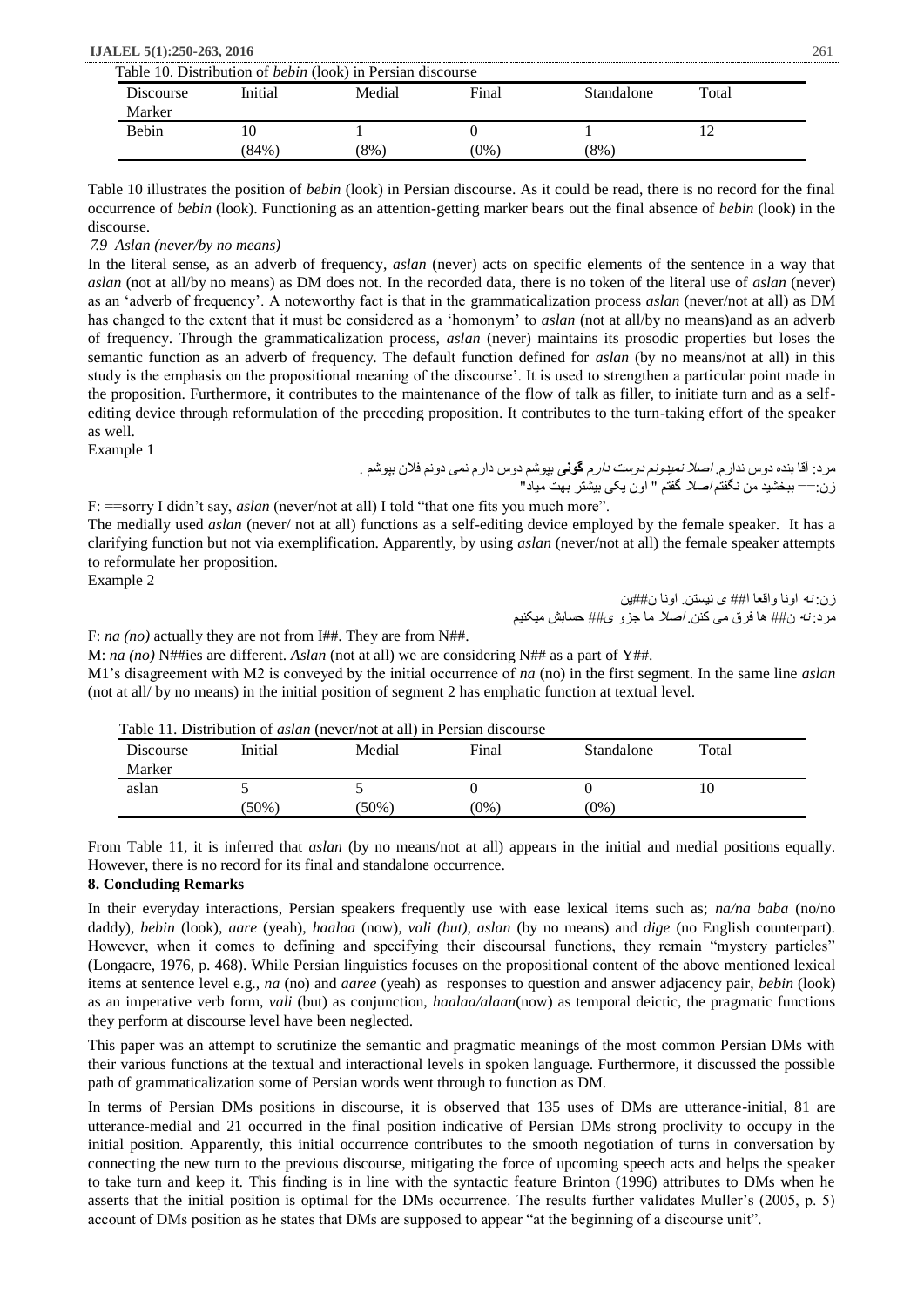Table 10. Distribution of *bebin* (look) in Persian discourse

| Discourse Marker | Initial | Medial | Final | Standalone | Total |
|---|---|---|---|---|---|
| Bebin | 10 (84%) | 1 (8%) | 0 (0%) | 1 (8%) | 12 |

Table 10 illustrates the position of *bebin* (look) in Persian discourse. As it could be read, there is no record for the final occurrence of *bebin* (look). Functioning as an attention-getting marker bears out the final absence of *bebin* (look) in the discourse.

*7.9 Aslan (never/by no means)*

In the literal sense, as an adverb of frequency, *aslan* (never) acts on specific elements of the sentence in a way that *aslan* (not at all/by no means) as DM does not. In the recorded data, there is no token of the literal use of *aslan* (never) as an 'adverb of frequency'. A noteworthy fact is that in the grammaticalization process *aslan* (never/not at all) as DM has changed to the extent that it must be considered as a 'homonym' to *aslan* (not at all/by no means)and as an adverb of frequency. Through the grammaticalization process, *aslan* (never) maintains its prosodic properties but loses the semantic function as an adverb of frequency. The default function defined for *aslan* (by no means/not at all) in this study is the emphasis on the propositional meaning of the discourse'. It is used to strengthen a particular point made in the proposition. Furthermore, it contributes to the maintenance of the flow of talk as filler, to initiate turn and as a self-editing device through reformulation of the preceding proposition. It contributes to the turn-taking effort of the speaker as well.

Example 1

مرد: آقا بنده دوس ندارم. *اصلا نمیدونم دوست دارم* **گونی** بپوشم دوس دارم نمی دونم فلان بپوشم .
زن:== ببخشید من نگفتم *اصلا* گفتم " اون یکی بیشتر بهت میاد"

F: ==sorry I didn't say, *aslan* (never/not at all) I told "that one fits you much more".

The medially used *aslan* (never/ not at all) functions as a self-editing device employed by the female speaker. It has a clarifying function but not via exemplification. Apparently, by using *aslan* (never/not at all) the female speaker attempts to reformulate her proposition.

Example 2

زن: *نه* اونا واقعا ا## ی نیستن. اونا ن##ین
مرد: *نه* ن## ها فرق می کنن. *اصلا* ما جزو ی## حسابش میکنیم

F: *na (no)* actually they are not from I##. They are from N##.

M: *na (no)* N##ies are different. *Aslan* (not at all) we are considering N## as a part of Y##.

M1's disagreement with M2 is conveyed by the initial occurrence of *na* (no) in the first segment. In the same line *aslan* (not at all/ by no means) in the initial position of segment 2 has emphatic function at textual level.

Table 11. Distribution of *aslan* (never/not at all) in Persian discourse

| Discourse Marker | Initial | Medial | Final | Standalone | Total |
|---|---|---|---|---|---|
| aslan | 5 (50%) | 5 (50%) | 0 (0%) | 0 (0%) | 10 |

From Table 11, it is inferred that *aslan* (by no means/not at all) appears in the initial and medial positions equally. However, there is no record for its final and standalone occurrence.

## 8. Concluding Remarks

In their everyday interactions, Persian speakers frequently use with ease lexical items such as; *na/na baba* (no/no daddy), *bebin* (look), *aare* (yeah), *haalaa* (now), *vali (but)*, *aslan* (by no means) and *dige* (no English counterpart). However, when it comes to defining and specifying their discoursal functions, they remain "mystery particles" (Longacre, 1976, p. 468). While Persian linguistics focuses on the propositional content of the above mentioned lexical items at sentence level e.g., *na* (no) and *aaree* (yeah) as responses to question and answer adjacency pair, *bebin* (look) as an imperative verb form, *vali* (but) as conjunction, *haalaa/alaan*(now) as temporal deictic, the pragmatic functions they perform at discourse level have been neglected.

This paper was an attempt to scrutinize the semantic and pragmatic meanings of the most common Persian DMs with their various functions at the textual and interactional levels in spoken language. Furthermore, it discussed the possible path of grammaticalization some of Persian words went through to function as DM.

In terms of Persian DMs positions in discourse, it is observed that 135 uses of DMs are utterance-initial, 81 are utterance-medial and 21 occurred in the final position indicative of Persian DMs strong proclivity to occupy in the initial position. Apparently, this initial occurrence contributes to the smooth negotiation of turns in conversation by connecting the new turn to the previous discourse, mitigating the force of upcoming speech acts and helps the speaker to take turn and keep it. This finding is in line with the syntactic feature Brinton (1996) attributes to DMs when he asserts that the initial position is optimal for the DMs occurrence. The results further validates Muller's (2005, p. 5) account of DMs position as he states that DMs are supposed to appear "at the beginning of a discourse unit".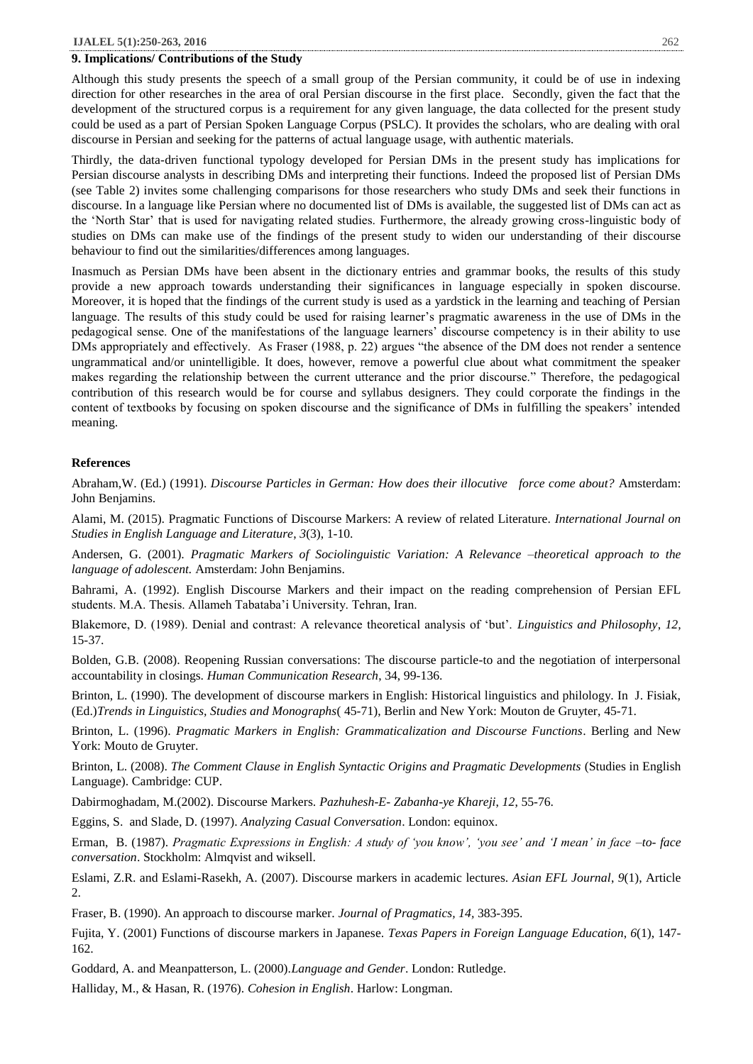## 9. Implications/ Contributions of the Study

Although this study presents the speech of a small group of the Persian community, it could be of use in indexing direction for other researches in the area of oral Persian discourse in the first place. Secondly, given the fact that the development of the structured corpus is a requirement for any given language, the data collected for the present study could be used as a part of Persian Spoken Language Corpus (PSLC). It provides the scholars, who are dealing with oral discourse in Persian and seeking for the patterns of actual language usage, with authentic materials.

Thirdly, the data-driven functional typology developed for Persian DMs in the present study has implications for Persian discourse analysts in describing DMs and interpreting their functions. Indeed the proposed list of Persian DMs (see Table 2) invites some challenging comparisons for those researchers who study DMs and seek their functions in discourse. In a language like Persian where no documented list of DMs is available, the suggested list of DMs can act as the 'North Star' that is used for navigating related studies. Furthermore, the already growing cross-linguistic body of studies on DMs can make use of the findings of the present study to widen our understanding of their discourse behaviour to find out the similarities/differences among languages.

Inasmuch as Persian DMs have been absent in the dictionary entries and grammar books, the results of this study provide a new approach towards understanding their significances in language especially in spoken discourse. Moreover, it is hoped that the findings of the current study is used as a yardstick in the learning and teaching of Persian language. The results of this study could be used for raising learner's pragmatic awareness in the use of DMs in the pedagogical sense. One of the manifestations of the language learners' discourse competency is in their ability to use DMs appropriately and effectively. As Fraser (1988, p. 22) argues "the absence of the DM does not render a sentence ungrammatical and/or unintelligible. It does, however, remove a powerful clue about what commitment the speaker makes regarding the relationship between the current utterance and the prior discourse." Therefore, the pedagogical contribution of this research would be for course and syllabus designers. They could corporate the findings in the content of textbooks by focusing on spoken discourse and the significance of DMs in fulfilling the speakers' intended meaning.

## References

Abraham,W. (Ed.) (1991). *Discourse Particles in German: How does their illocutive force come about?* Amsterdam: John Benjamins.

Alami, M. (2015). Pragmatic Functions of Discourse Markers: A review of related Literature. *International Journal on Studies in English Language and Literature*, *3*(3), 1-10.

Andersen, G. (2001). *Pragmatic Markers of Sociolinguistic Variation: A Relevance –theoretical approach to the language of adolescent.* Amsterdam: John Benjamins.

Bahrami, A. (1992). English Discourse Markers and their impact on the reading comprehension of Persian EFL students. M.A. Thesis. Allameh Tabataba'i University. Tehran, Iran.

Blakemore, D. (1989). Denial and contrast: A relevance theoretical analysis of 'but'. *Linguistics and Philosophy*, *12*, 15-37.

Bolden, G.B. (2008). Reopening Russian conversations: The discourse particle-to and the negotiation of interpersonal accountability in closings. *Human Communication Research*, 34, 99-136.

Brinton, L. (1990). The development of discourse markers in English: Historical linguistics and philology. In J. Fisiak, (Ed.)*Trends in Linguistics, Studies and Monographs*( 45-71), Berlin and New York: Mouton de Gruyter, 45-71.

Brinton, L. (1996). *Pragmatic Markers in English: Grammaticalization and Discourse Functions*. Berling and New York: Mouto de Gruyter.

Brinton, L. (2008). *The Comment Clause in English Syntactic Origins and Pragmatic Developments* (Studies in English Language). Cambridge: CUP.

Dabirmoghadam, M.(2002). Discourse Markers. *Pazhuhesh-E- Zabanha-ye Khareji, 12*, 55-76.

Eggins, S. and Slade, D. (1997). *Analyzing Casual Conversation*. London: equinox.

Erman, B. (1987). *Pragmatic Expressions in English: A study of 'you know', 'you see' and 'I mean' in face –to- face conversation*. Stockholm: Almqvist and wiksell.

Eslami, Z.R. and Eslami-Rasekh, A. (2007). Discourse markers in academic lectures. *Asian EFL Journal*, *9*(1), Article 2.

Fraser, B. (1990). An approach to discourse marker. *Journal of Pragmatics, 14*, 383-395.

Fujita, Y. (2001) Functions of discourse markers in Japanese. *Texas Papers in Foreign Language Education*, *6*(1), 147-162.

Goddard, A. and Meanpatterson, L. (2000).*Language and Gender*. London: Rutledge.

Halliday, M., & Hasan, R. (1976). *Cohesion in English*. Harlow: Longman.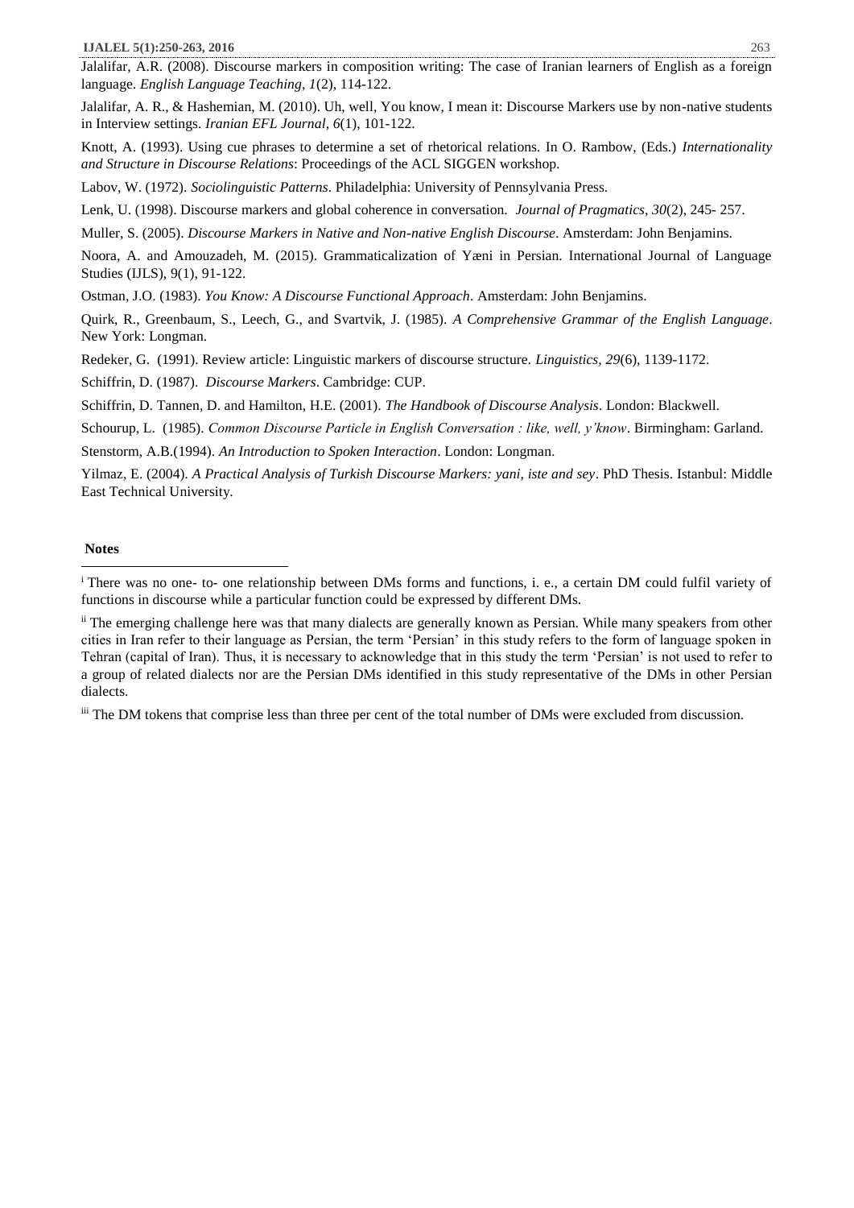Jalalifar, A.R. (2008). Discourse markers in composition writing: The case of Iranian learners of English as a foreign language. *English Language Teaching*, *1*(2), 114-122.

Jalalifar, A. R., & Hashemian, M. (2010). Uh, well, You know, I mean it: Discourse Markers use by non-native students in Interview settings. *Iranian EFL Journal*, *6*(1), 101-122.

Knott, A. (1993). Using cue phrases to determine a set of rhetorical relations. In O. Rambow, (Eds.) *Internationality and Structure in Discourse Relations*: Proceedings of the ACL SIGGEN workshop.

Labov, W. (1972). *Sociolinguistic Patterns*. Philadelphia: University of Pennsylvania Press.

Lenk, U. (1998). Discourse markers and global coherence in conversation. *Journal of Pragmatics*, *30*(2), 245- 257.

Muller, S. (2005). *Discourse Markers in Native and Non-native English Discourse*. Amsterdam: John Benjamins.

Noora, A. and Amouzadeh, M. (2015). Grammaticalization of Yæni in Persian. International Journal of Language Studies (IJLS), 9(1), 91-122.

Ostman, J.O. (1983). *You Know: A Discourse Functional Approach*. Amsterdam: John Benjamins.

Quirk, R., Greenbaum, S., Leech, G., and Svartvik, J. (1985). *A Comprehensive Grammar of the English Language*. New York: Longman.

Redeker, G. (1991). Review article: Linguistic markers of discourse structure. *Linguistics*, *29*(6), 1139-1172.

Schiffrin, D. (1987). *Discourse Markers*. Cambridge: CUP.

Schiffrin, D. Tannen, D. and Hamilton, H.E. (2001). *The Handbook of Discourse Analysis*. London: Blackwell.

Schourup, L. (1985). *Common Discourse Particle in English Conversation : like, well, y'know*. Birmingham: Garland.

Stenstorm, A.B.(1994). *An Introduction to Spoken Interaction*. London: Longman.

Yilmaz, E. (2004). *A Practical Analysis of Turkish Discourse Markers: yani, iste and sey*. PhD Thesis. Istanbul: Middle East Technical University.

**Notes**

[i] There was no one- to- one relationship between DMs forms and functions, i. e., a certain DM could fulfil variety of functions in discourse while a particular function could be expressed by different DMs.

[ii] The emerging challenge here was that many dialects are generally known as Persian. While many speakers from other cities in Iran refer to their language as Persian, the term 'Persian' in this study refers to the form of language spoken in Tehran (capital of Iran). Thus, it is necessary to acknowledge that in this study the term 'Persian' is not used to refer to a group of related dialects nor are the Persian DMs identified in this study representative of the DMs in other Persian dialects.

[iii] The DM tokens that comprise less than three per cent of the total number of DMs were excluded from discussion.